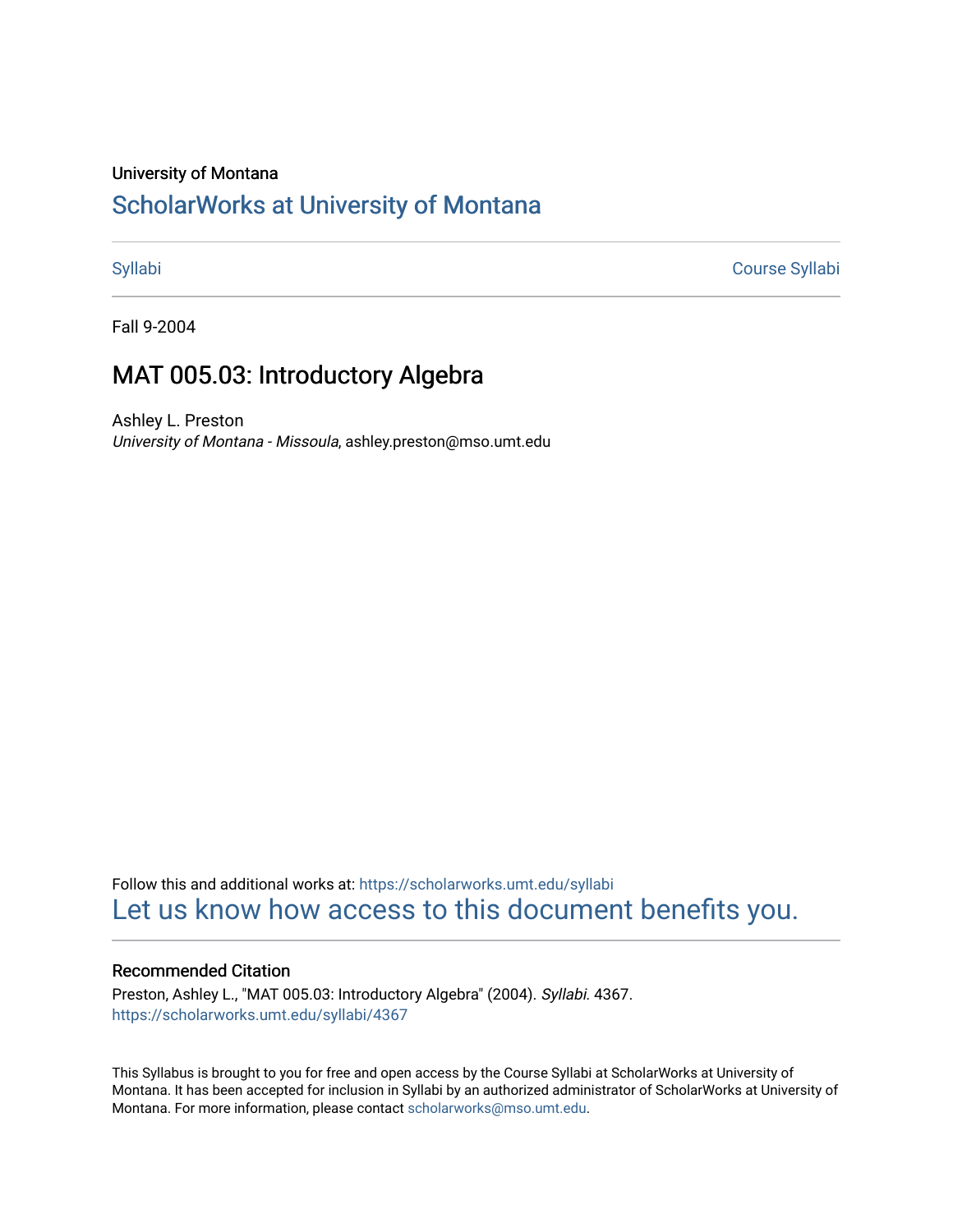University of Montana

# ScholarWorks at University of Montana

Syllabi | Course Syllabi
--- | ---

Fall 9-2004

## MAT 005.03: Introductory Algebra

Ashley L. Preston
*University of Montana - Missoula*, ashley.preston@mso.umt.edu

Follow this and additional works at: https://scholarworks.umt.edu/syllabi

Let us know how access to this document benefits you.

### Recommended Citation

Preston, Ashley L., "MAT 005.03: Introductory Algebra" (2004). *Syllabi*. 4367.
https://scholarworks.umt.edu/syllabi/4367

This Syllabus is brought to you for free and open access by the Course Syllabi at ScholarWorks at University of Montana. It has been accepted for inclusion in Syllabi by an authorized administrator of ScholarWorks at University of Montana. For more information, please contact scholarworks@mso.umt.edu.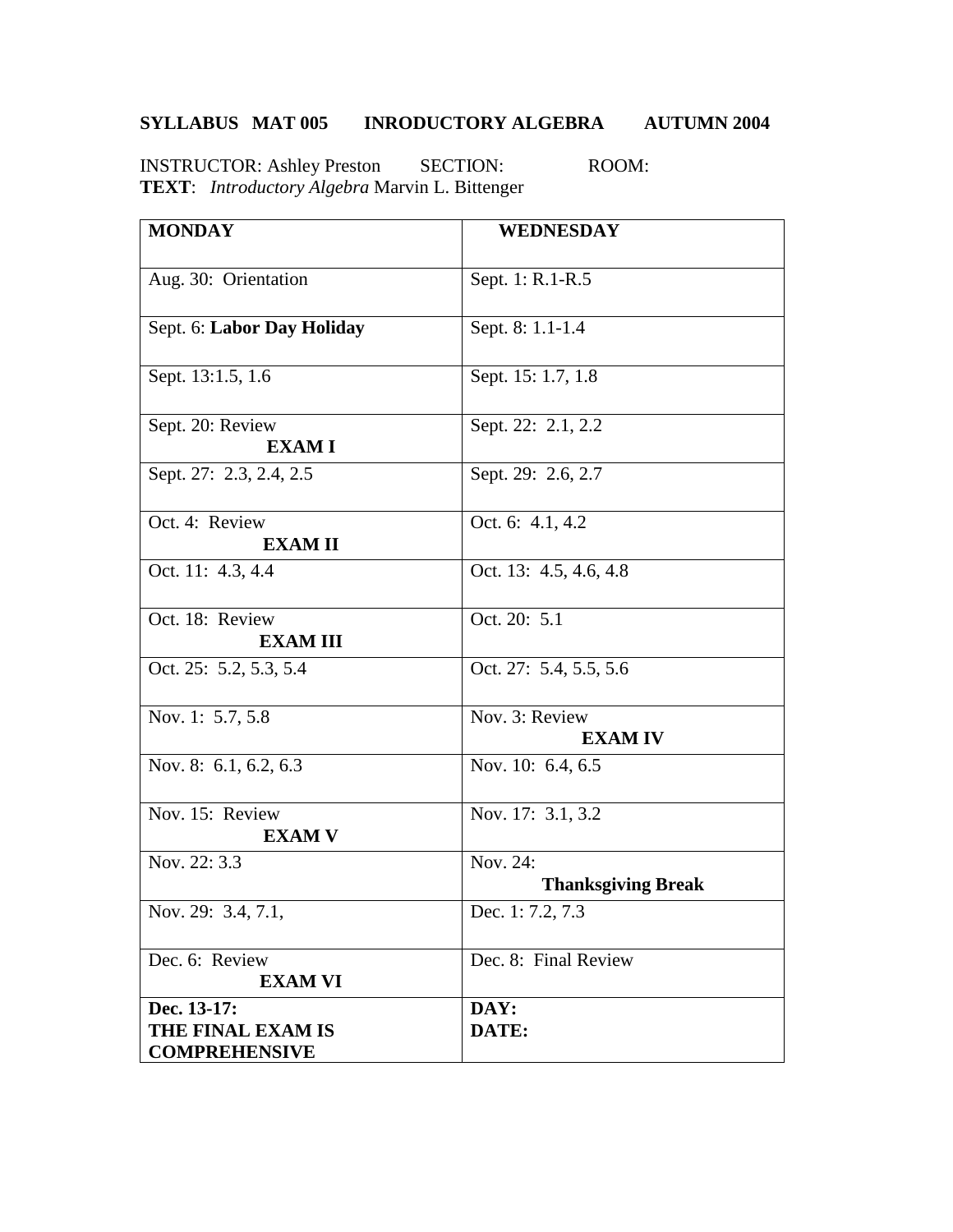**SYLLABUS MAT 005 INRODUCTORY ALGEBRA AUTUMN 2004**

INSTRUCTOR: Ashley Preston SECTION: ROOM:
**TEXT**: *Introductory Algebra* Marvin L. Bittenger

| **MONDAY** | **WEDNESDAY** |
|---|---|
| Aug. 30: Orientation | Sept. 1: R.1-R.5 |
| Sept. 6: **Labor Day Holiday** | Sept. 8: 1.1-1.4 |
| Sept. 13:1.5, 1.6 | Sept. 15: 1.7, 1.8 |
| Sept. 20: Review **EXAM I** | Sept. 22: 2.1, 2.2 |
| Sept. 27: 2.3, 2.4, 2.5 | Sept. 29: 2.6, 2.7 |
| Oct. 4: Review **EXAM II** | Oct. 6: 4.1, 4.2 |
| Oct. 11: 4.3, 4.4 | Oct. 13: 4.5, 4.6, 4.8 |
| Oct. 18: Review **EXAM III** | Oct. 20: 5.1 |
| Oct. 25: 5.2, 5.3, 5.4 | Oct. 27: 5.4, 5.5, 5.6 |
| Nov. 1: 5.7, 5.8 | Nov. 3: Review **EXAM IV** |
| Nov. 8: 6.1, 6.2, 6.3 | Nov. 10: 6.4, 6.5 |
| Nov. 15: Review **EXAM V** | Nov. 17: 3.1, 3.2 |
| Nov. 22: 3.3 | Nov. 24: **Thanksgiving Break** |
| Nov. 29: 3.4, 7.1, | Dec. 1: 7.2, 7.3 |
| Dec. 6: Review **EXAM VI** | Dec. 8: Final Review |
| **Dec. 13-17: THE FINAL EXAM IS COMPREHENSIVE** | **DAY: DATE:** |